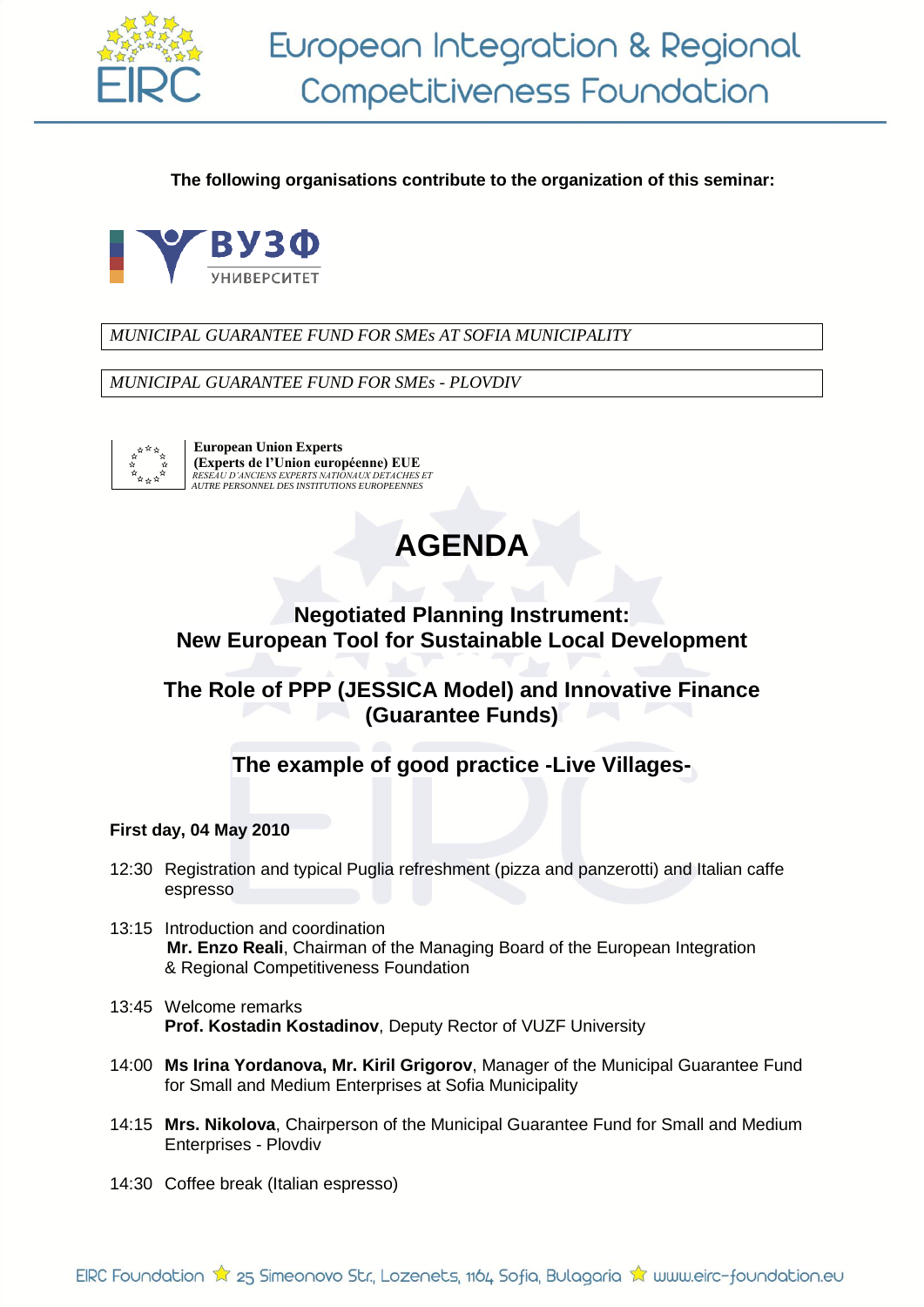# European Integration & Regional Competitiveness Foundation

**The following organisations contribute to the organization of this seminar:**

ВУЗФ УНИВЕРСИТЕТ

*MUNICIPAL GUARANTEE FUND FOR SMEs AT SOFIA MUNICIPALITY*

*MUNICIPAL GUARANTEE FUND FOR SMEs - PLOVDIV*

**European Union Experts**
**(Experts de l'Union européenne) EUE**
*RESEAU D'ANCIENS EXPERTS NATIONAUX DETACHES ET AUTRE PERSONNEL DES INSTITUTIONS EUROPEENNES*

# AGENDA

## Negotiated Planning Instrument: New European Tool for Sustainable Local Development

## The Role of PPP (JESSICA Model) and Innovative Finance (Guarantee Funds)

## The example of good practice -Live Villages-

**First day, 04 May 2010**

- 12:30 Registration and typical Puglia refreshment (pizza and panzerotti) and Italian caffe espresso
- 13:15 Introduction and coordination
  **Mr. Enzo Reali**, Chairman of the Managing Board of the European Integration & Regional Competitiveness Foundation
- 13:45 Welcome remarks
  **Prof. Kostadin Kostadinov**, Deputy Rector of VUZF University
- 14:00 **Ms Irina Yordanova, Mr. Kiril Grigorov**, Manager of the Municipal Guarantee Fund for Small and Medium Enterprises at Sofia Municipality
- 14:15 **Mrs. Nikolova**, Chairperson of the Municipal Guarantee Fund for Small and Medium Enterprises - Plovdiv
- 14:30 Coffee break (Italian espresso)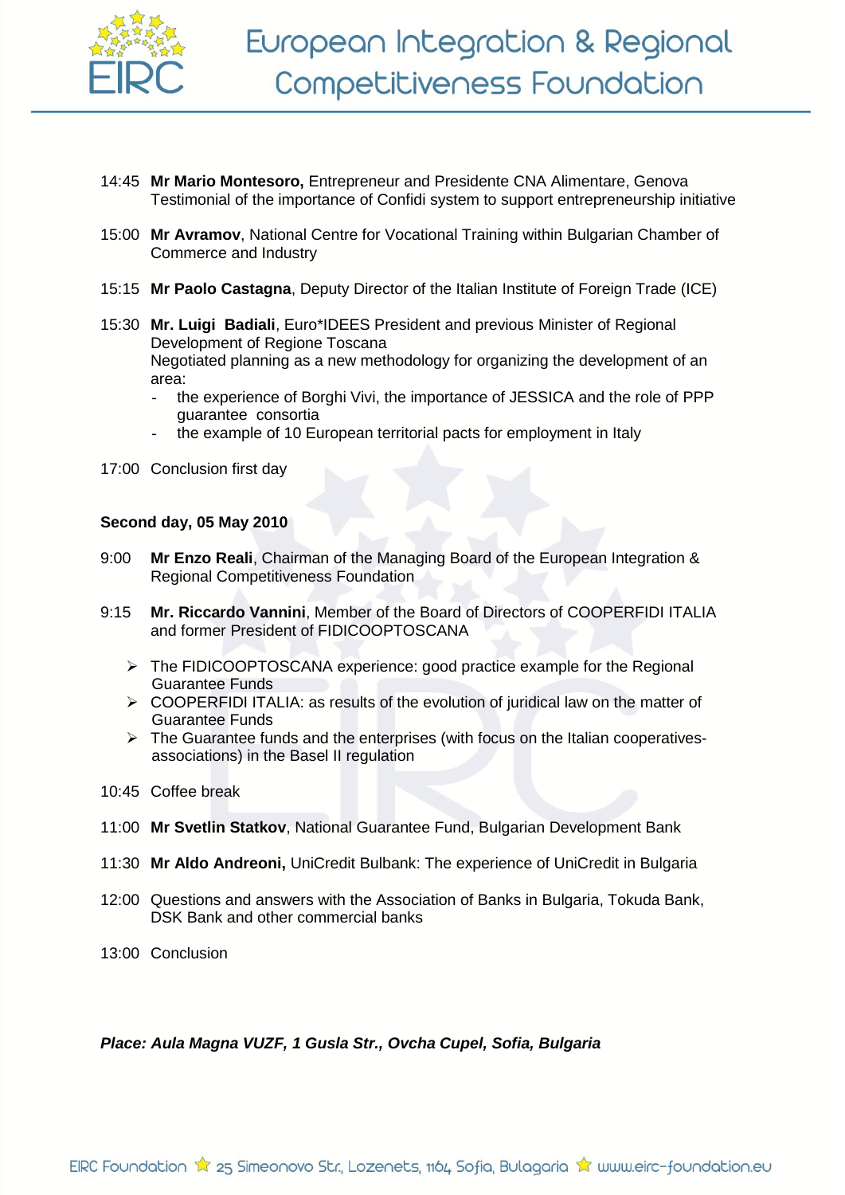14:45 **Mr Mario Montesoro,** Entrepreneur and Presidente CNA Alimentare, Genova
Testimonial of the importance of Confidi system to support entrepreneurship initiative

15:00 **Mr Avramov**, National Centre for Vocational Training within Bulgarian Chamber of Commerce and Industry

15:15 **Mr Paolo Castagna**, Deputy Director of the Italian Institute of Foreign Trade (ICE)

15:30 **Mr. Luigi Badiali**, Euro*IDEES President and previous Minister of Regional Development of Regione Toscana
Negotiated planning as a new methodology for organizing the development of an area:

- the experience of Borghi Vivi, the importance of JESSICA and the role of PPP guarantee consortia
- the example of 10 European territorial pacts for employment in Italy

17:00 Conclusion first day

**Second day, 05 May 2010**

9:00 **Mr Enzo Reali**, Chairman of the Managing Board of the European Integration & Regional Competitiveness Foundation

9:15 **Mr. Riccardo Vannini**, Member of the Board of Directors of COOPERFIDI ITALIA and former President of FIDICOOPTOSCANA

- The FIDICOOPTOSCANA experience: good practice example for the Regional Guarantee Funds
- COOPERFIDI ITALIA: as results of the evolution of juridical law on the matter of Guarantee Funds
- The Guarantee funds and the enterprises (with focus on the Italian cooperatives-associations) in the Basel II regulation

10:45 Coffee break

11:00 **Mr Svetlin Statkov**, National Guarantee Fund, Bulgarian Development Bank

11:30 **Mr Aldo Andreoni,** UniCredit Bulbank: The experience of UniCredit in Bulgaria

12:00 Questions and answers with the Association of Banks in Bulgaria, Tokuda Bank, DSK Bank and other commercial banks

13:00 Conclusion

***Place: Aula Magna VUZF, 1 Gusla Str., Ovcha Cupel, Sofia, Bulgaria***